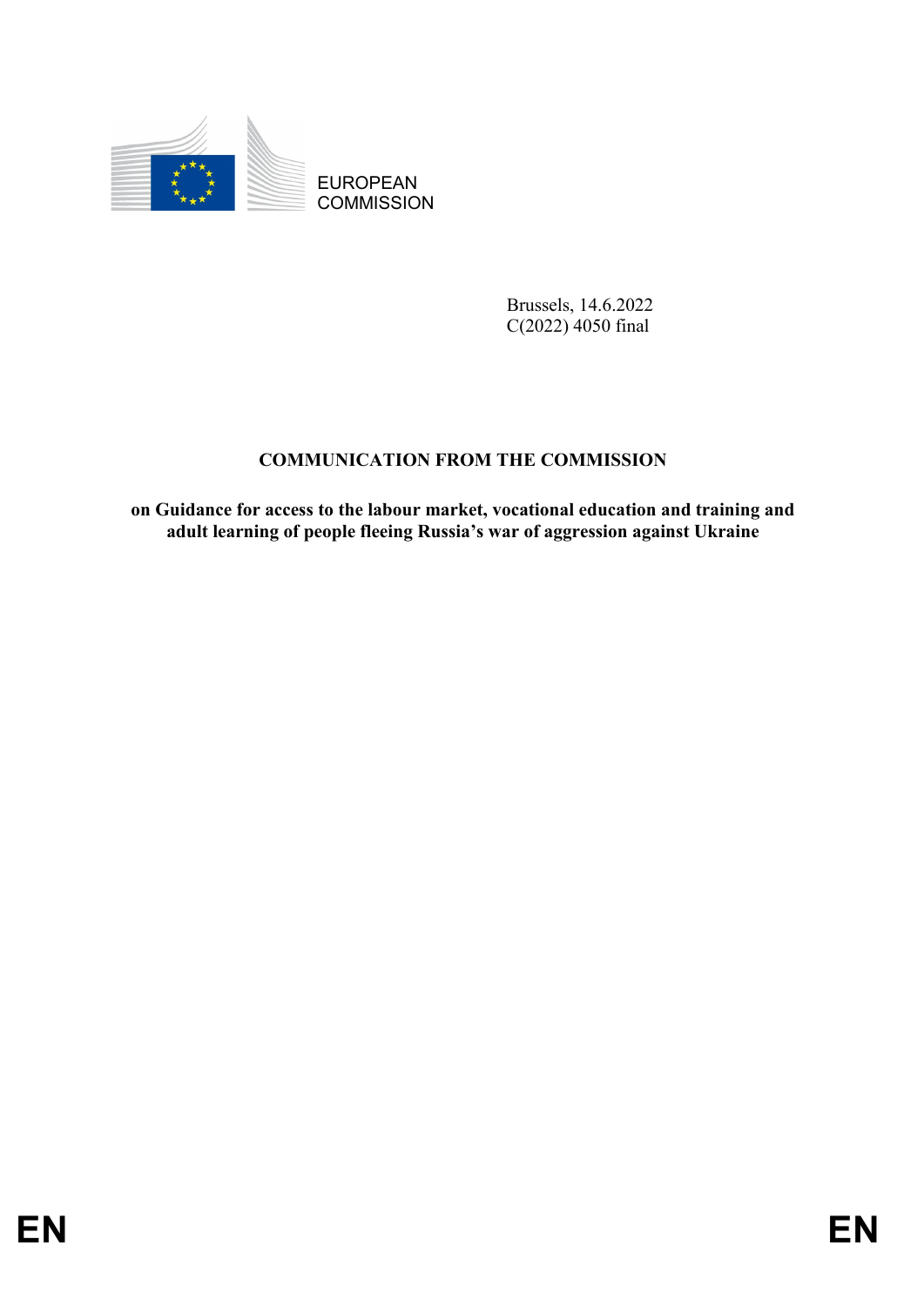EUROPEAN
COMMISSION

Brussels, 14.6.2022
C(2022) 4050 final

# COMMUNICATION FROM THE COMMISSION

**on Guidance for access to the labour market, vocational education and training and adult learning of people fleeing Russia's war of aggression against Ukraine**

EN EN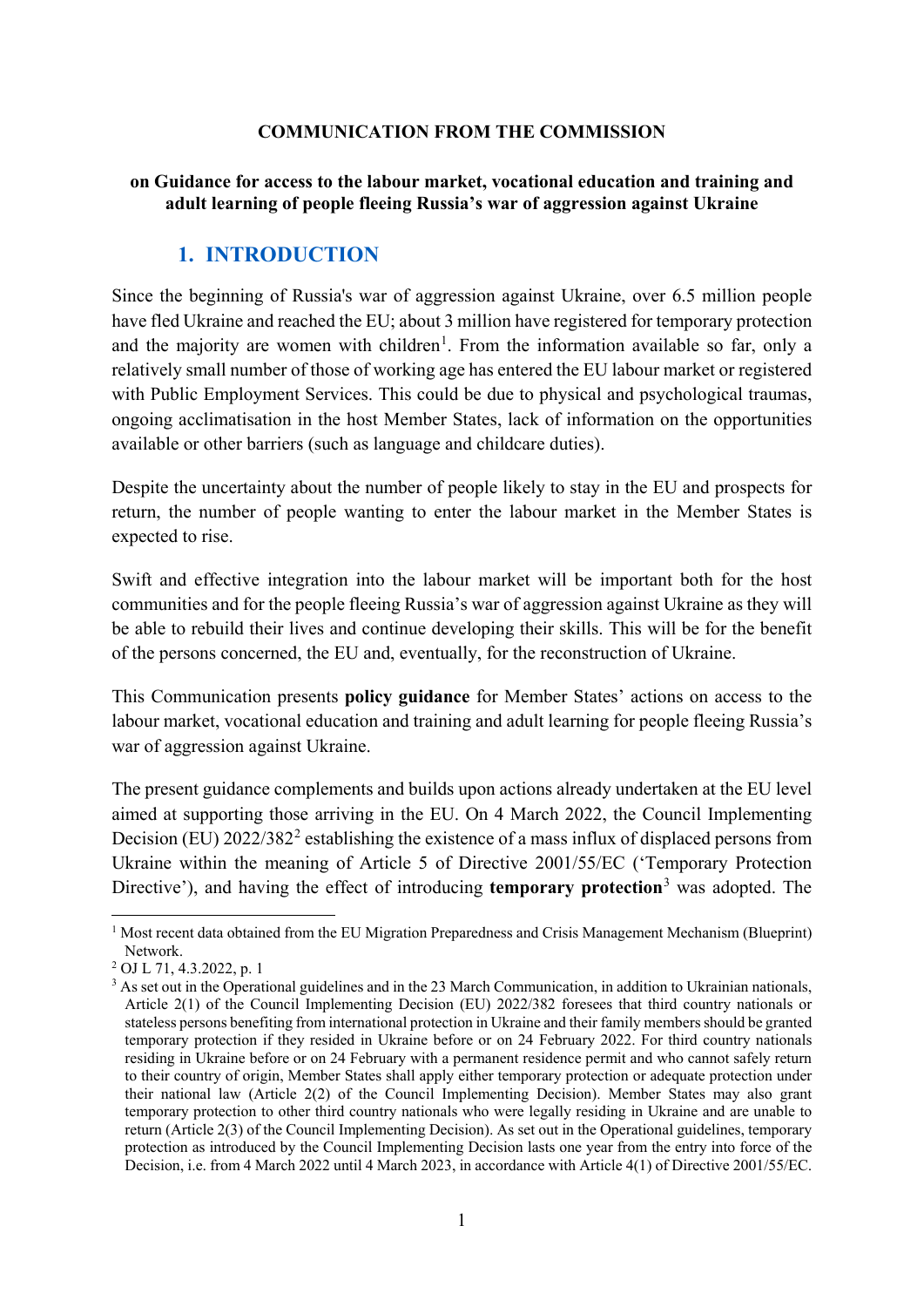**COMMUNICATION FROM THE COMMISSION**

**on Guidance for access to the labour market, vocational education and training and adult learning of people fleeing Russia's war of aggression against Ukraine**

## 1. INTRODUCTION

Since the beginning of Russia's war of aggression against Ukraine, over 6.5 million people have fled Ukraine and reached the EU; about 3 million have registered for temporary protection and the majority are women with children[1]. From the information available so far, only a relatively small number of those of working age has entered the EU labour market or registered with Public Employment Services. This could be due to physical and psychological traumas, ongoing acclimatisation in the host Member States, lack of information on the opportunities available or other barriers (such as language and childcare duties).

Despite the uncertainty about the number of people likely to stay in the EU and prospects for return, the number of people wanting to enter the labour market in the Member States is expected to rise.

Swift and effective integration into the labour market will be important both for the host communities and for the people fleeing Russia's war of aggression against Ukraine as they will be able to rebuild their lives and continue developing their skills. This will be for the benefit of the persons concerned, the EU and, eventually, for the reconstruction of Ukraine.

This Communication presents **policy guidance** for Member States' actions on access to the labour market, vocational education and training and adult learning for people fleeing Russia's war of aggression against Ukraine.

The present guidance complements and builds upon actions already undertaken at the EU level aimed at supporting those arriving in the EU. On 4 March 2022, the Council Implementing Decision (EU) 2022/382[2] establishing the existence of a mass influx of displaced persons from Ukraine within the meaning of Article 5 of Directive 2001/55/EC ('Temporary Protection Directive'), and having the effect of introducing **temporary protection**[3] was adopted. The

---

[1] Most recent data obtained from the EU Migration Preparedness and Crisis Management Mechanism (Blueprint) Network.

[2] OJ L 71, 4.3.2022, p. 1

[3] As set out in the Operational guidelines and in the 23 March Communication, in addition to Ukrainian nationals, Article 2(1) of the Council Implementing Decision (EU) 2022/382 foresees that third country nationals or stateless persons benefiting from international protection in Ukraine and their family members should be granted temporary protection if they resided in Ukraine before or on 24 February 2022. For third country nationals residing in Ukraine before or on 24 February with a permanent residence permit and who cannot safely return to their country of origin, Member States shall apply either temporary protection or adequate protection under their national law (Article 2(2) of the Council Implementing Decision). Member States may also grant temporary protection to other third country nationals who were legally residing in Ukraine and are unable to return (Article 2(3) of the Council Implementing Decision). As set out in the Operational guidelines, temporary protection as introduced by the Council Implementing Decision lasts one year from the entry into force of the Decision, i.e. from 4 March 2022 until 4 March 2023, in accordance with Article 4(1) of Directive 2001/55/EC.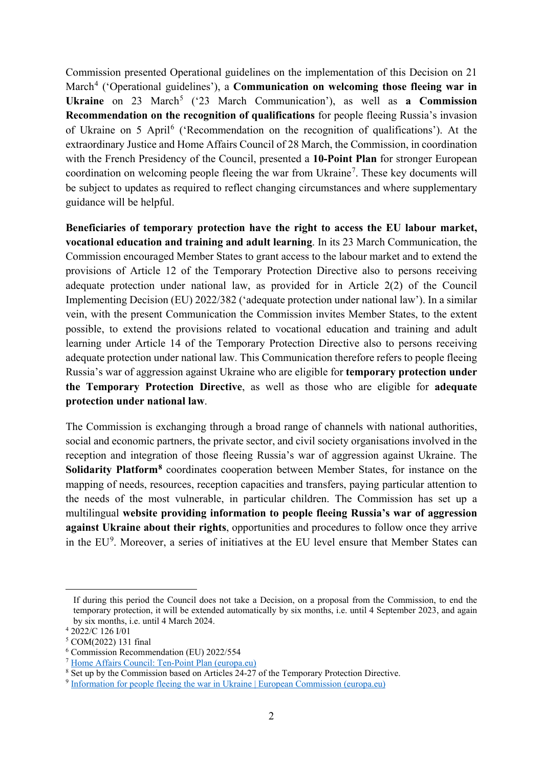Commission presented Operational guidelines on the implementation of this Decision on 21 March[4] ('Operational guidelines'), a **Communication on welcoming those fleeing war in Ukraine** on 23 March[5] ('23 March Communication'), as well as **a Commission Recommendation on the recognition of qualifications** for people fleeing Russia's invasion of Ukraine on 5 April[6] ('Recommendation on the recognition of qualifications'). At the extraordinary Justice and Home Affairs Council of 28 March, the Commission, in coordination with the French Presidency of the Council, presented a **10-Point Plan** for stronger European coordination on welcoming people fleeing the war from Ukraine[7]. These key documents will be subject to updates as required to reflect changing circumstances and where supplementary guidance will be helpful.

**Beneficiaries of temporary protection have the right to access the EU labour market, vocational education and training and adult learning**. In its 23 March Communication, the Commission encouraged Member States to grant access to the labour market and to extend the provisions of Article 12 of the Temporary Protection Directive also to persons receiving adequate protection under national law, as provided for in Article 2(2) of the Council Implementing Decision (EU) 2022/382 ('adequate protection under national law'). In a similar vein, with the present Communication the Commission invites Member States, to the extent possible, to extend the provisions related to vocational education and training and adult learning under Article 14 of the Temporary Protection Directive also to persons receiving adequate protection under national law. This Communication therefore refers to people fleeing Russia's war of aggression against Ukraine who are eligible for **temporary protection under the Temporary Protection Directive**, as well as those who are eligible for **adequate protection under national law**.

The Commission is exchanging through a broad range of channels with national authorities, social and economic partners, the private sector, and civil society organisations involved in the reception and integration of those fleeing Russia's war of aggression against Ukraine. The **Solidarity Platform**[8] coordinates cooperation between Member States, for instance on the mapping of needs, resources, reception capacities and transfers, paying particular attention to the needs of the most vulnerable, in particular children. The Commission has set up a multilingual **website providing information to people fleeing Russia's war of aggression against Ukraine about their rights**, opportunities and procedures to follow once they arrive in the EU[9]. Moreover, a series of initiatives at the EU level ensure that Member States can

---

If during this period the Council does not take a Decision, on a proposal from the Commission, to end the temporary protection, it will be extended automatically by six months, i.e. until 4 September 2023, and again by six months, i.e. until 4 March 2024.

[4] 2022/C 126 I/01

[5] COM(2022) 131 final

[6] Commission Recommendation (EU) 2022/554

[7] Home Affairs Council: Ten-Point Plan (europa.eu)

[8] Set up by the Commission based on Articles 24-27 of the Temporary Protection Directive.

[9] Information for people fleeing the war in Ukraine | European Commission (europa.eu)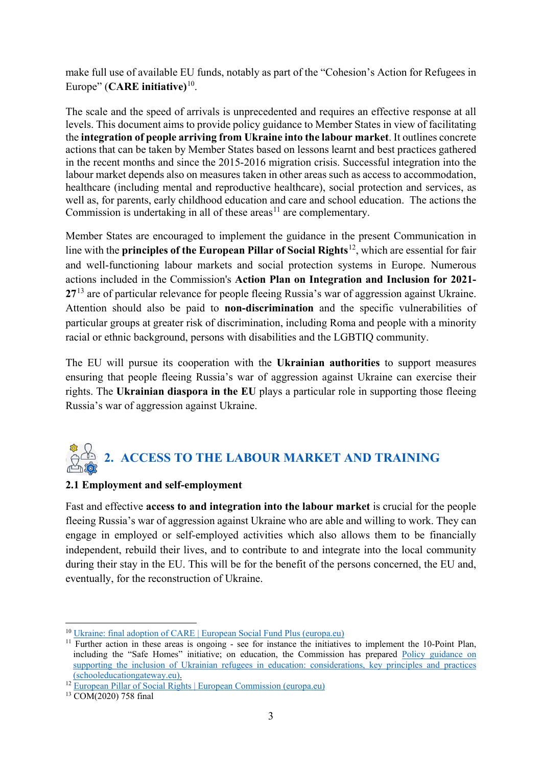make full use of available EU funds, notably as part of the "Cohesion's Action for Refugees in Europe" (**CARE initiative)**[10].

The scale and the speed of arrivals is unprecedented and requires an effective response at all levels. This document aims to provide policy guidance to Member States in view of facilitating the **integration of people arriving from Ukraine into the labour market**. It outlines concrete actions that can be taken by Member States based on lessons learnt and best practices gathered in the recent months and since the 2015-2016 migration crisis. Successful integration into the labour market depends also on measures taken in other areas such as access to accommodation, healthcare (including mental and reproductive healthcare), social protection and services, as well as, for parents, early childhood education and care and school education. The actions the Commission is undertaking in all of these areas[11] are complementary.

Member States are encouraged to implement the guidance in the present Communication in line with the **principles of the European Pillar of Social Rights**[12], which are essential for fair and well-functioning labour markets and social protection systems in Europe. Numerous actions included in the Commission's **Action Plan on Integration and Inclusion for 2021-27**[13] are of particular relevance for people fleeing Russia's war of aggression against Ukraine. Attention should also be paid to **non-discrimination** and the specific vulnerabilities of particular groups at greater risk of discrimination, including Roma and people with a minority racial or ethnic background, persons with disabilities and the LGBTIQ community.

The EU will pursue its cooperation with the **Ukrainian authorities** to support measures ensuring that people fleeing Russia's war of aggression against Ukraine can exercise their rights. The **Ukrainian diaspora in the EU** plays a particular role in supporting those fleeing Russia's war of aggression against Ukraine.

## 2. ACCESS TO THE LABOUR MARKET AND TRAINING

### 2.1 Employment and self-employment

Fast and effective **access to and integration into the labour market** is crucial for the people fleeing Russia's war of aggression against Ukraine who are able and willing to work. They can engage in employed or self-employed activities which also allows them to be financially independent, rebuild their lives, and to contribute to and integrate into the local community during their stay in the EU. This will be for the benefit of the persons concerned, the EU and, eventually, for the reconstruction of Ukraine.

---

[10] Ukraine: final adoption of CARE | European Social Fund Plus (europa.eu)

[11] Further action in these areas is ongoing - see for instance the initiatives to implement the 10-Point Plan, including the "Safe Homes" initiative; on education, the Commission has prepared Policy guidance on supporting the inclusion of Ukrainian refugees in education: considerations, key principles and practices (schooleducationgateway.eu).

[12] European Pillar of Social Rights | European Commission (europa.eu)

[13] COM(2020) 758 final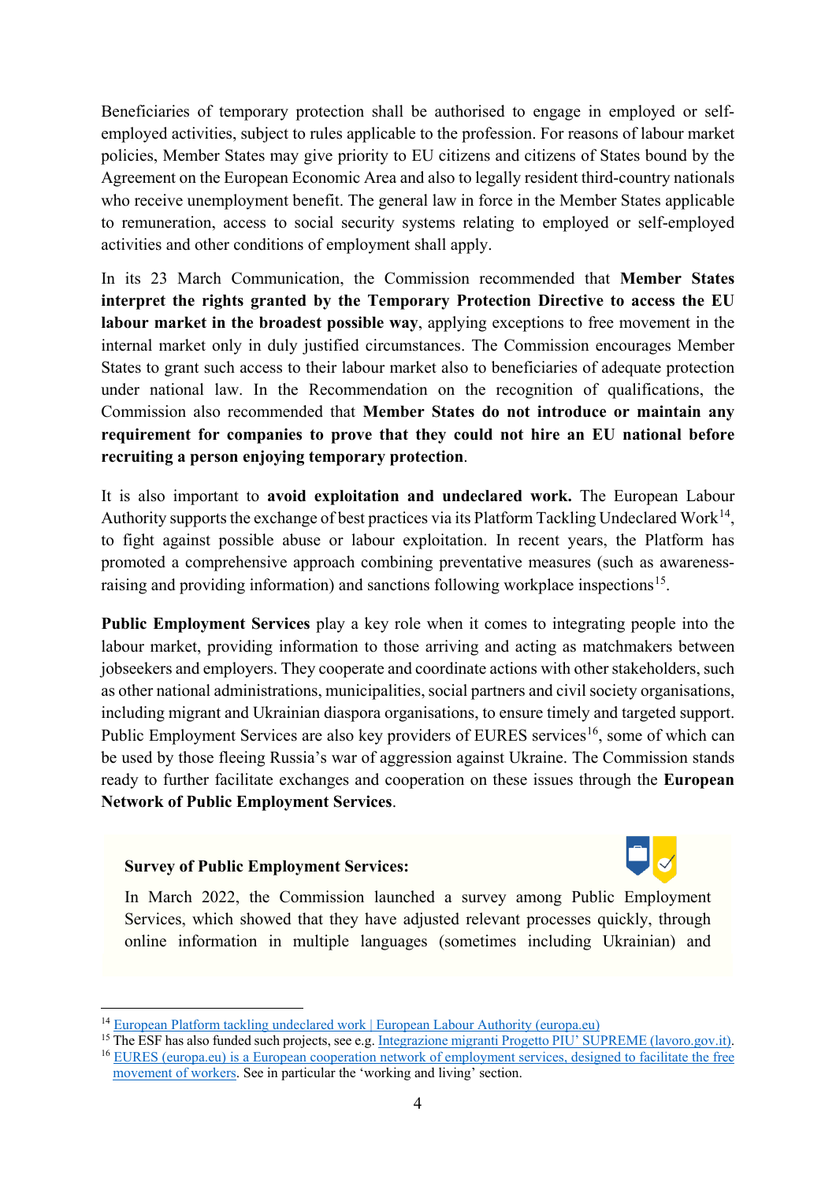Beneficiaries of temporary protection shall be authorised to engage in employed or self-employed activities, subject to rules applicable to the profession. For reasons of labour market policies, Member States may give priority to EU citizens and citizens of States bound by the Agreement on the European Economic Area and also to legally resident third-country nationals who receive unemployment benefit. The general law in force in the Member States applicable to remuneration, access to social security systems relating to employed or self-employed activities and other conditions of employment shall apply.

In its 23 March Communication, the Commission recommended that **Member States interpret the rights granted by the Temporary Protection Directive to access the EU labour market in the broadest possible way**, applying exceptions to free movement in the internal market only in duly justified circumstances. The Commission encourages Member States to grant such access to their labour market also to beneficiaries of adequate protection under national law. In the Recommendation on the recognition of qualifications, the Commission also recommended that **Member States do not introduce or maintain any requirement for companies to prove that they could not hire an EU national before recruiting a person enjoying temporary protection**.

It is also important to **avoid exploitation and undeclared work.** The European Labour Authority supports the exchange of best practices via its Platform Tackling Undeclared Work[14], to fight against possible abuse or labour exploitation. In recent years, the Platform has promoted a comprehensive approach combining preventative measures (such as awareness-raising and providing information) and sanctions following workplace inspections[15].

**Public Employment Services** play a key role when it comes to integrating people into the labour market, providing information to those arriving and acting as matchmakers between jobseekers and employers. They cooperate and coordinate actions with other stakeholders, such as other national administrations, municipalities, social partners and civil society organisations, including migrant and Ukrainian diaspora organisations, to ensure timely and targeted support. Public Employment Services are also key providers of EURES services[16], some of which can be used by those fleeing Russia's war of aggression against Ukraine. The Commission stands ready to further facilitate exchanges and cooperation on these issues through the **European Network of Public Employment Services**.

**Survey of Public Employment Services:**

In March 2022, the Commission launched a survey among Public Employment Services, which showed that they have adjusted relevant processes quickly, through online information in multiple languages (sometimes including Ukrainian) and

---

[14] European Platform tackling undeclared work | European Labour Authority (europa.eu)

[15] The ESF has also funded such projects, see e.g. Integrazione migranti Progetto PIU' SUPREME (lavoro.gov.it).

[16] EURES (europa.eu) is a European cooperation network of employment services, designed to facilitate the free movement of workers. See in particular the 'working and living' section.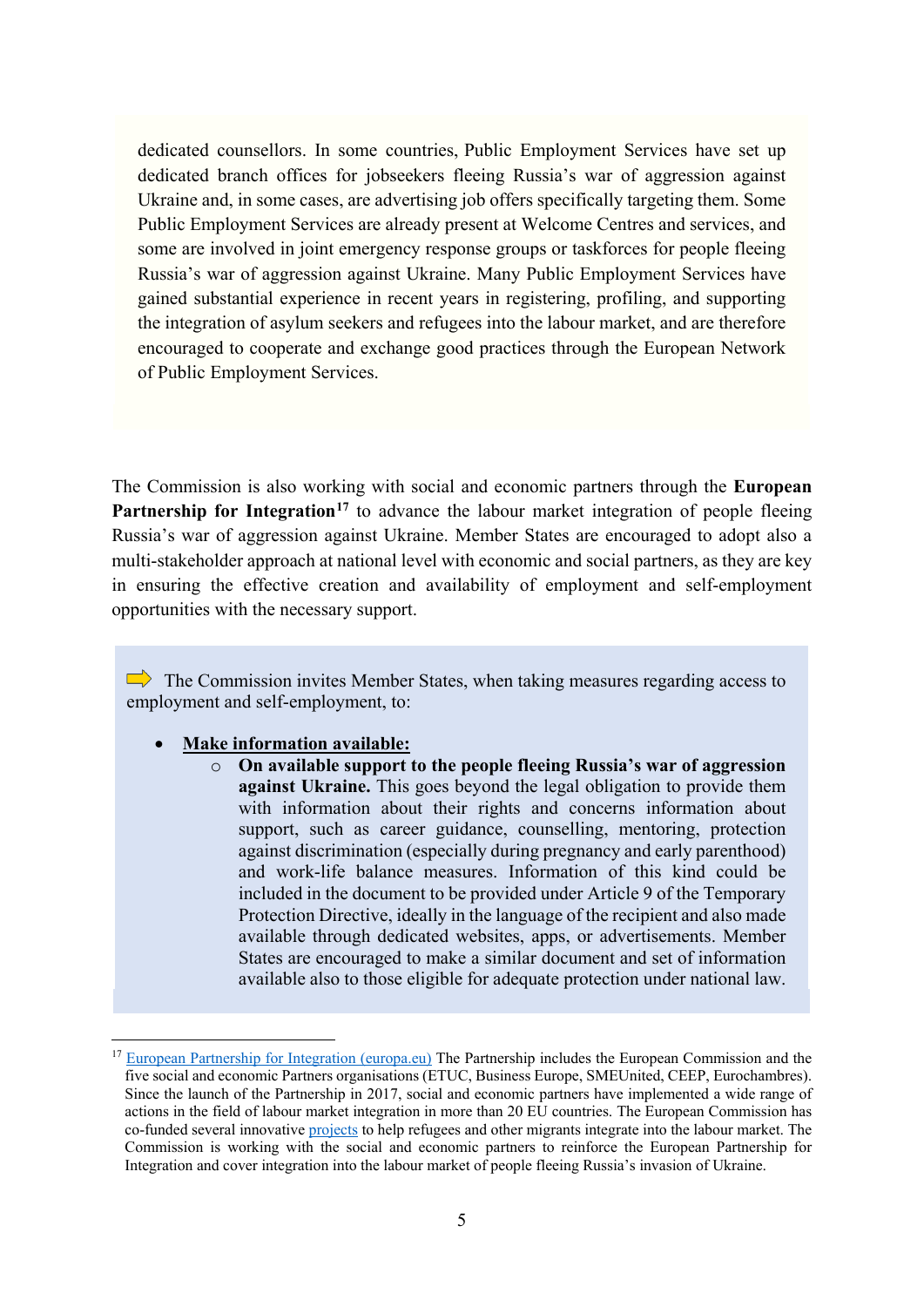dedicated counsellors. In some countries, Public Employment Services have set up dedicated branch offices for jobseekers fleeing Russia's war of aggression against Ukraine and, in some cases, are advertising job offers specifically targeting them. Some Public Employment Services are already present at Welcome Centres and services, and some are involved in joint emergency response groups or taskforces for people fleeing Russia's war of aggression against Ukraine. Many Public Employment Services have gained substantial experience in recent years in registering, profiling, and supporting the integration of asylum seekers and refugees into the labour market, and are therefore encouraged to cooperate and exchange good practices through the European Network of Public Employment Services.

The Commission is also working with social and economic partners through the **European Partnership for Integration**[17] to advance the labour market integration of people fleeing Russia's war of aggression against Ukraine. Member States are encouraged to adopt also a multi-stakeholder approach at national level with economic and social partners, as they are key in ensuring the effective creation and availability of employment and self-employment opportunities with the necessary support.

➡ The Commission invites Member States, when taking measures regarding access to employment and self-employment, to:

- **Make information available:**
  - **On available support to the people fleeing Russia's war of aggression against Ukraine.** This goes beyond the legal obligation to provide them with information about their rights and concerns information about support, such as career guidance, counselling, mentoring, protection against discrimination (especially during pregnancy and early parenthood) and work-life balance measures. Information of this kind could be included in the document to be provided under Article 9 of the Temporary Protection Directive, ideally in the language of the recipient and also made available through dedicated websites, apps, or advertisements. Member States are encouraged to make a similar document and set of information available also to those eligible for adequate protection under national law.

---

[17] European Partnership for Integration (europa.eu) The Partnership includes the European Commission and the five social and economic Partners organisations (ETUC, Business Europe, SMEUnited, CEEP, Eurochambres). Since the launch of the Partnership in 2017, social and economic partners have implemented a wide range of actions in the field of labour market integration in more than 20 EU countries. The European Commission has co-funded several innovative projects to help refugees and other migrants integrate into the labour market. The Commission is working with the social and economic partners to reinforce the European Partnership for Integration and cover integration into the labour market of people fleeing Russia's invasion of Ukraine.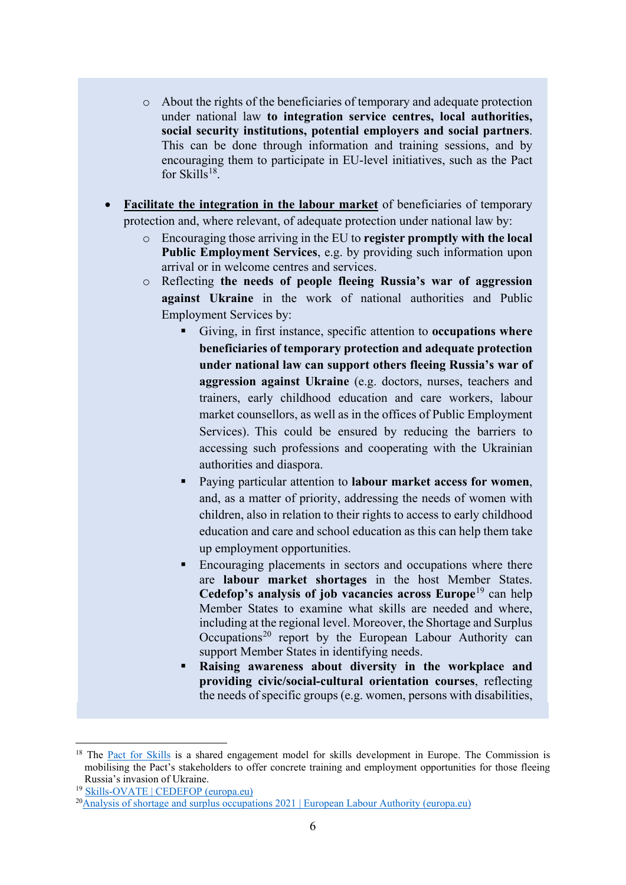- About the rights of the beneficiaries of temporary and adequate protection under national law **to integration service centres, local authorities, social security institutions, potential employers and social partners**. This can be done through information and training sessions, and by encouraging them to participate in EU-level initiatives, such as the Pact for Skills[18].

- **<u>Facilitate the integration in the labour market</u>** of beneficiaries of temporary protection and, where relevant, of adequate protection under national law by:
    - Encouraging those arriving in the EU to **register promptly with the local Public Employment Services**, e.g. by providing such information upon arrival or in welcome centres and services.
    - Reflecting **the needs of people fleeing Russia's war of aggression against Ukraine** in the work of national authorities and Public Employment Services by:
        - Giving, in first instance, specific attention to **occupations where beneficiaries of temporary protection and adequate protection under national law can support others fleeing Russia's war of aggression against Ukraine** (e.g. doctors, nurses, teachers and trainers, early childhood education and care workers, labour market counsellors, as well as in the offices of Public Employment Services). This could be ensured by reducing the barriers to accessing such professions and cooperating with the Ukrainian authorities and diaspora.
        - Paying particular attention to **labour market access for women**, and, as a matter of priority, addressing the needs of women with children, also in relation to their rights to access to early childhood education and care and school education as this can help them take up employment opportunities.
        - Encouraging placements in sectors and occupations where there are **labour market shortages** in the host Member States. **Cedefop's analysis of job vacancies across Europe**[19] can help Member States to examine what skills are needed and where, including at the regional level. Moreover, the Shortage and Surplus Occupations[20] report by the European Labour Authority can support Member States in identifying needs.
        - **Raising awareness about diversity in the workplace and providing civic/social-cultural orientation courses**, reflecting the needs of specific groups (e.g. women, persons with disabilities,

---

[18] The Pact for Skills is a shared engagement model for skills development in Europe. The Commission is mobilising the Pact's stakeholders to offer concrete training and employment opportunities for those fleeing Russia's invasion of Ukraine.

[19] Skills-OVATE | CEDEFOP (europa.eu)

[20] Analysis of shortage and surplus occupations 2021 | European Labour Authority (europa.eu)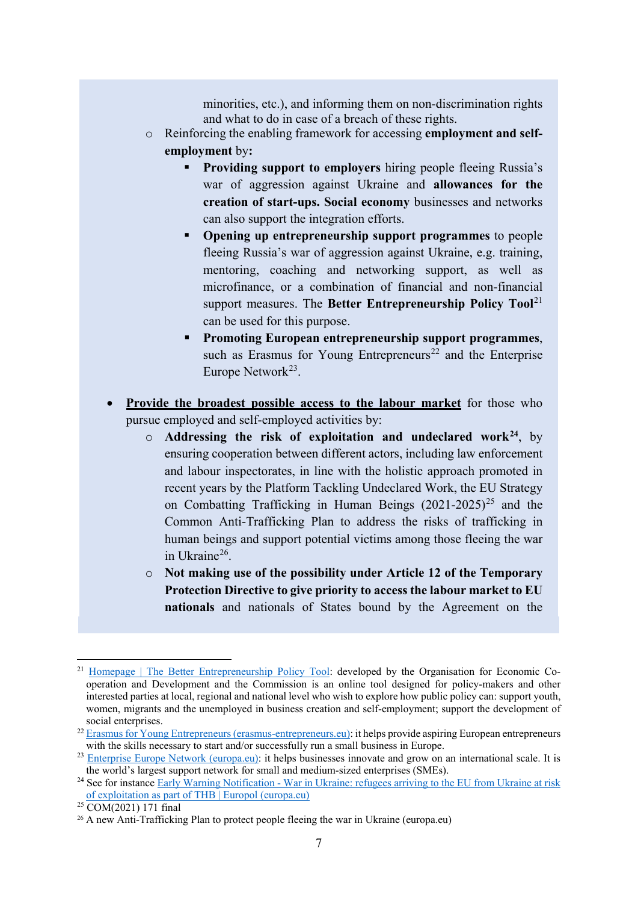minorities, etc.), and informing them on non-discrimination rights and what to do in case of a breach of these rights.

- Reinforcing the enabling framework for accessing **employment and self-employment** by**:**
  - **Providing support to employers** hiring people fleeing Russia's war of aggression against Ukraine and **allowances for the creation of start-ups. Social economy** businesses and networks can also support the integration efforts.
  - **Opening up entrepreneurship support programmes** to people fleeing Russia's war of aggression against Ukraine, e.g. training, mentoring, coaching and networking support, as well as microfinance, or a combination of financial and non-financial support measures. The **Better Entrepreneurship Policy Tool**[21] can be used for this purpose.
  - **Promoting European entrepreneurship support programmes**, such as Erasmus for Young Entrepreneurs[22] and the Enterprise Europe Network[23].

- **<u>Provide the broadest possible access to the labour market</u>** for those who pursue employed and self-employed activities by:
  - **Addressing the risk of exploitation and undeclared work**[24], by ensuring cooperation between different actors, including law enforcement and labour inspectorates, in line with the holistic approach promoted in recent years by the Platform Tackling Undeclared Work, the EU Strategy on Combatting Trafficking in Human Beings (2021-2025)[25] and the Common Anti-Trafficking Plan to address the risks of trafficking in human beings and support potential victims among those fleeing the war in Ukraine[26].
  - **Not making use of the possibility under Article 12 of the Temporary Protection Directive to give priority to access the labour market to EU nationals** and nationals of States bound by the Agreement on the

---

[21] Homepage | The Better Entrepreneurship Policy Tool: developed by the Organisation for Economic Co-operation and Development and the Commission is an online tool designed for policy-makers and other interested parties at local, regional and national level who wish to explore how public policy can: support youth, women, migrants and the unemployed in business creation and self-employment; support the development of social enterprises.

[22] Erasmus for Young Entrepreneurs (erasmus-entrepreneurs.eu): it helps provide aspiring European entrepreneurs with the skills necessary to start and/or successfully run a small business in Europe.

[23] Enterprise Europe Network (europa.eu): it helps businesses innovate and grow on an international scale. It is the world's largest support network for small and medium-sized enterprises (SMEs).

[24] See for instance Early Warning Notification - War in Ukraine: refugees arriving to the EU from Ukraine at risk of exploitation as part of THB | Europol (europa.eu)

[25] COM(2021) 171 final

[26] A new Anti-Trafficking Plan to protect people fleeing the war in Ukraine (europa.eu)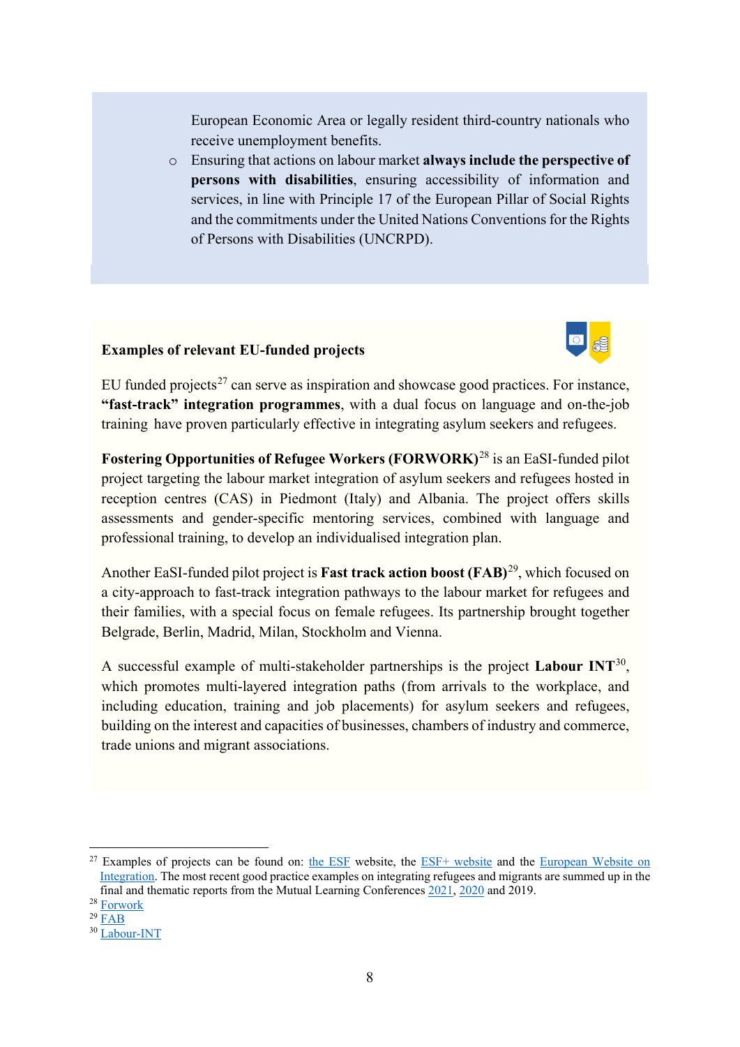European Economic Area or legally resident third-country nationals who receive unemployment benefits.

- Ensuring that actions on labour market **always include the perspective of persons with disabilities**, ensuring accessibility of information and services, in line with Principle 17 of the European Pillar of Social Rights and the commitments under the United Nations Conventions for the Rights of Persons with Disabilities (UNCRPD).

**Examples of relevant EU-funded projects**

EU funded projects[27] can serve as inspiration and showcase good practices. For instance, **"fast-track" integration programmes**, with a dual focus on language and on-the-job training have proven particularly effective in integrating asylum seekers and refugees.

**Fostering Opportunities of Refugee Workers (FORWORK)**[28] is an EaSI-funded pilot project targeting the labour market integration of asylum seekers and refugees hosted in reception centres (CAS) in Piedmont (Italy) and Albania. The project offers skills assessments and gender-specific mentoring services, combined with language and professional training, to develop an individualised integration plan.

Another EaSI-funded pilot project is **Fast track action boost (FAB)**[29], which focused on a city-approach to fast-track integration pathways to the labour market for refugees and their families, with a special focus on female refugees. Its partnership brought together Belgrade, Berlin, Madrid, Milan, Stockholm and Vienna.

A successful example of multi-stakeholder partnerships is the project **Labour INT**[30], which promotes multi-layered integration paths (from arrivals to the workplace, and including education, training and job placements) for asylum seekers and refugees, building on the interest and capacities of businesses, chambers of industry and commerce, trade unions and migrant associations.

---

[27] Examples of projects can be found on: the ESF website, the ESF+ website and the European Website on Integration. The most recent good practice examples on integrating refugees and migrants are summed up in the final and thematic reports from the Mutual Learning Conferences 2021, 2020 and 2019.

[28] Forwork

[29] FAB

[30] Labour-INT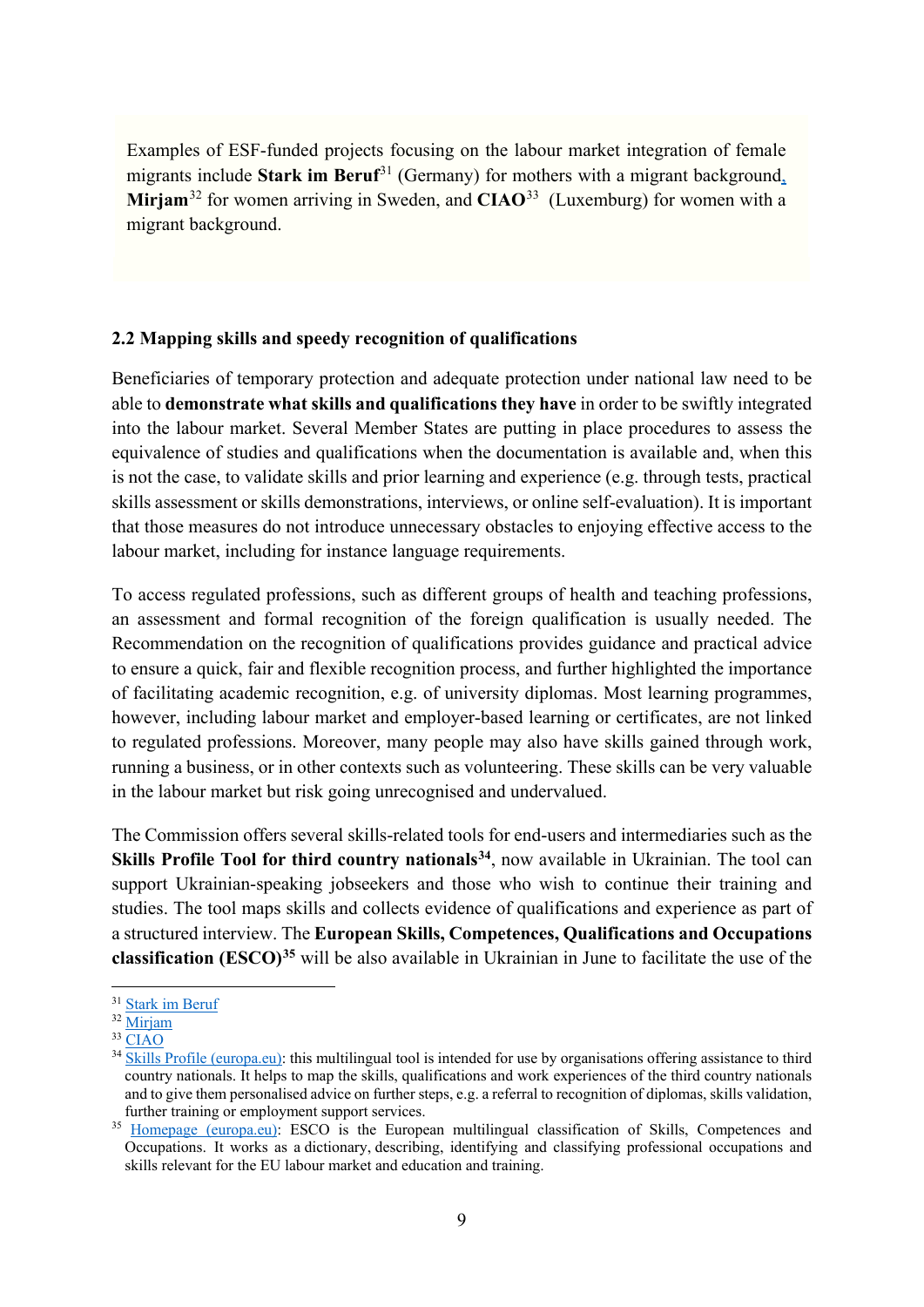Examples of ESF-funded projects focusing on the labour market integration of female migrants include **Stark im Beruf**[31] (Germany) for mothers with a migrant background, **Mirjam**[32] for women arriving in Sweden, and **CIAO**[33] (Luxemburg) for women with a migrant background.

### 2.2 Mapping skills and speedy recognition of qualifications

Beneficiaries of temporary protection and adequate protection under national law need to be able to **demonstrate what skills and qualifications they have** in order to be swiftly integrated into the labour market. Several Member States are putting in place procedures to assess the equivalence of studies and qualifications when the documentation is available and, when this is not the case, to validate skills and prior learning and experience (e.g. through tests, practical skills assessment or skills demonstrations, interviews, or online self-evaluation). It is important that those measures do not introduce unnecessary obstacles to enjoying effective access to the labour market, including for instance language requirements.

To access regulated professions, such as different groups of health and teaching professions, an assessment and formal recognition of the foreign qualification is usually needed. The Recommendation on the recognition of qualifications provides guidance and practical advice to ensure a quick, fair and flexible recognition process, and further highlighted the importance of facilitating academic recognition, e.g. of university diplomas. Most learning programmes, however, including labour market and employer-based learning or certificates, are not linked to regulated professions. Moreover, many people may also have skills gained through work, running a business, or in other contexts such as volunteering. These skills can be very valuable in the labour market but risk going unrecognised and undervalued.

The Commission offers several skills-related tools for end-users and intermediaries such as the **Skills Profile Tool for third country nationals**[34], now available in Ukrainian. The tool can support Ukrainian-speaking jobseekers and those who wish to continue their training and studies. The tool maps skills and collects evidence of qualifications and experience as part of a structured interview. The **European Skills, Competences, Qualifications and Occupations classification (ESCO)**[35] will be also available in Ukrainian in June to facilitate the use of the

---

[31] Stark im Beruf

[32] Mirjam

[33] CIAO

[34] Skills Profile (europa.eu): this multilingual tool is intended for use by organisations offering assistance to third country nationals. It helps to map the skills, qualifications and work experiences of the third country nationals and to give them personalised advice on further steps, e.g. a referral to recognition of diplomas, skills validation, further training or employment support services.

[35] Homepage (europa.eu): ESCO is the European multilingual classification of Skills, Competences and Occupations. It works as a dictionary, describing, identifying and classifying professional occupations and skills relevant for the EU labour market and education and training.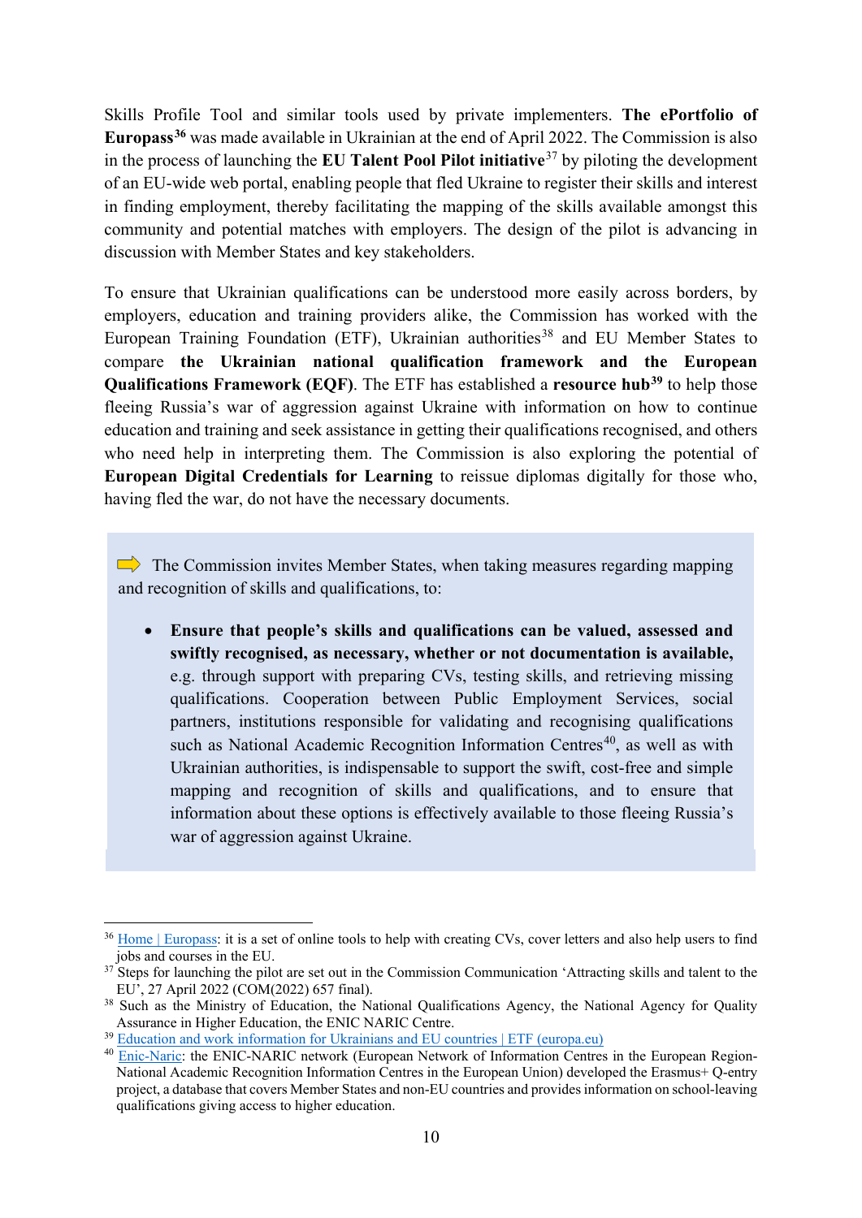Skills Profile Tool and similar tools used by private implementers. **The ePortfolio of Europass**[36] was made available in Ukrainian at the end of April 2022. The Commission is also in the process of launching the **EU Talent Pool Pilot initiative**[37] by piloting the development of an EU-wide web portal, enabling people that fled Ukraine to register their skills and interest in finding employment, thereby facilitating the mapping of the skills available amongst this community and potential matches with employers. The design of the pilot is advancing in discussion with Member States and key stakeholders.

To ensure that Ukrainian qualifications can be understood more easily across borders, by employers, education and training providers alike, the Commission has worked with the European Training Foundation (ETF), Ukrainian authorities[38] and EU Member States to compare **the Ukrainian national qualification framework and the European Qualifications Framework (EQF)**. The ETF has established a **resource hub**[39] to help those fleeing Russia's war of aggression against Ukraine with information on how to continue education and training and seek assistance in getting their qualifications recognised, and others who need help in interpreting them. The Commission is also exploring the potential of **European Digital Credentials for Learning** to reissue diplomas digitally for those who, having fled the war, do not have the necessary documents.

> ⇨ The Commission invites Member States, when taking measures regarding mapping and recognition of skills and qualifications, to:
>
> - **Ensure that people's skills and qualifications can be valued, assessed and swiftly recognised, as necessary, whether or not documentation is available,** e.g. through support with preparing CVs, testing skills, and retrieving missing qualifications. Cooperation between Public Employment Services, social partners, institutions responsible for validating and recognising qualifications such as National Academic Recognition Information Centres[40], as well as with Ukrainian authorities, is indispensable to support the swift, cost-free and simple mapping and recognition of skills and qualifications, and to ensure that information about these options is effectively available to those fleeing Russia's war of aggression against Ukraine.

---

[36] Home | Europass: it is a set of online tools to help with creating CVs, cover letters and also help users to find jobs and courses in the EU.

[37] Steps for launching the pilot are set out in the Commission Communication 'Attracting skills and talent to the EU', 27 April 2022 (COM(2022) 657 final).

[38] Such as the Ministry of Education, the National Qualifications Agency, the National Agency for Quality Assurance in Higher Education, the ENIC NARIC Centre.

[39] Education and work information for Ukrainians and EU countries | ETF (europa.eu)

[40] Enic-Naric: the ENIC-NARIC network (European Network of Information Centres in the European Region-National Academic Recognition Information Centres in the European Union) developed the Erasmus+ Q-entry project, a database that covers Member States and non-EU countries and provides information on school-leaving qualifications giving access to higher education.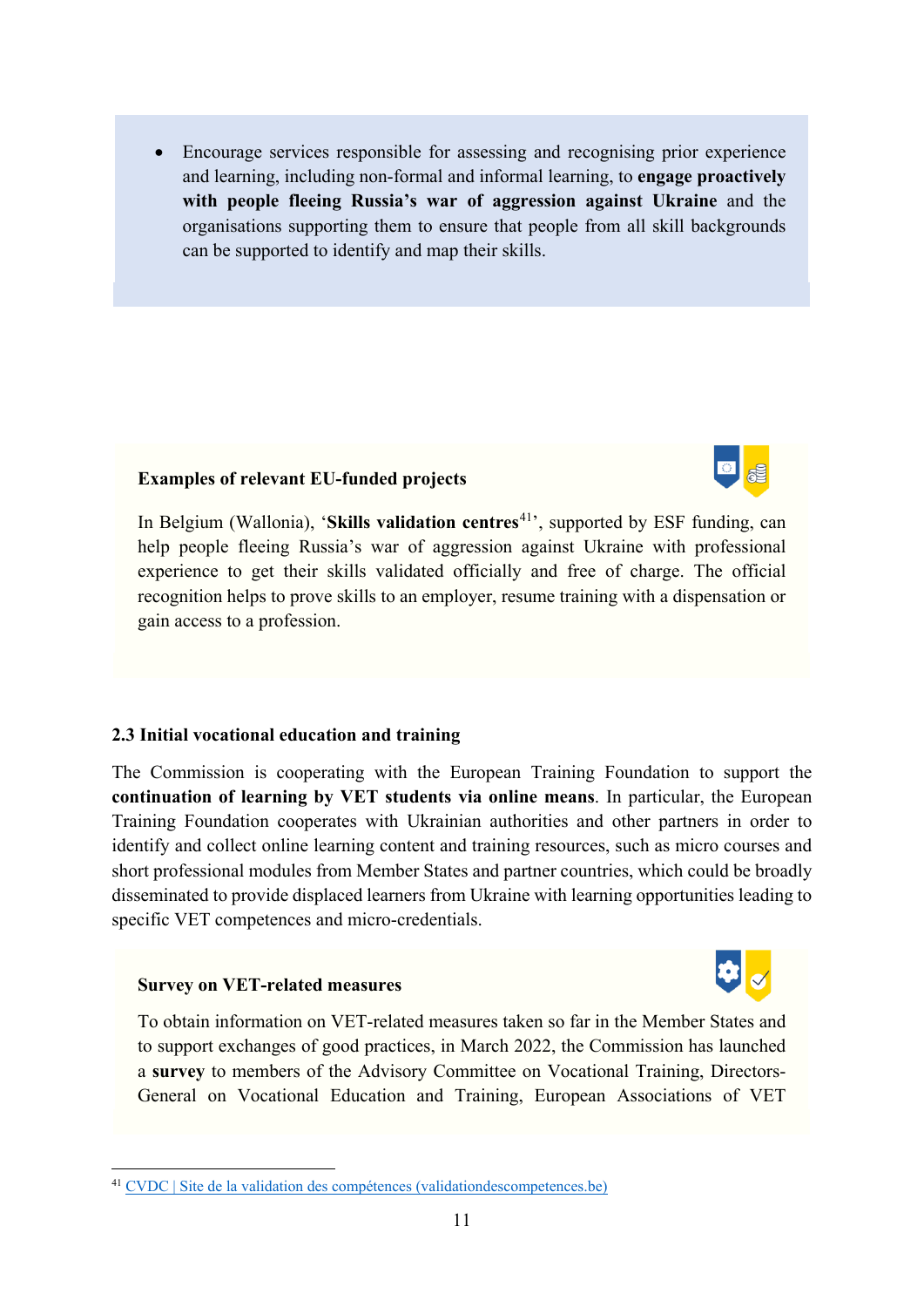- Encourage services responsible for assessing and recognising prior experience and learning, including non-formal and informal learning, to **engage proactively with people fleeing Russia's war of aggression against Ukraine** and the organisations supporting them to ensure that people from all skill backgrounds can be supported to identify and map their skills.

**Examples of relevant EU-funded projects**

In Belgium (Wallonia), '**Skills validation centres**[41]', supported by ESF funding, can help people fleeing Russia's war of aggression against Ukraine with professional experience to get their skills validated officially and free of charge. The official recognition helps to prove skills to an employer, resume training with a dispensation or gain access to a profession.

### 2.3 Initial vocational education and training

The Commission is cooperating with the European Training Foundation to support the **continuation of learning by VET students via online means**. In particular, the European Training Foundation cooperates with Ukrainian authorities and other partners in order to identify and collect online learning content and training resources, such as micro courses and short professional modules from Member States and partner countries, which could be broadly disseminated to provide displaced learners from Ukraine with learning opportunities leading to specific VET competences and micro-credentials.

**Survey on VET-related measures**

To obtain information on VET-related measures taken so far in the Member States and to support exchanges of good practices, in March 2022, the Commission has launched a **survey** to members of the Advisory Committee on Vocational Training, Directors-General on Vocational Education and Training, European Associations of VET

[41] CVDC | Site de la validation des compétences (validationdescompetences.be)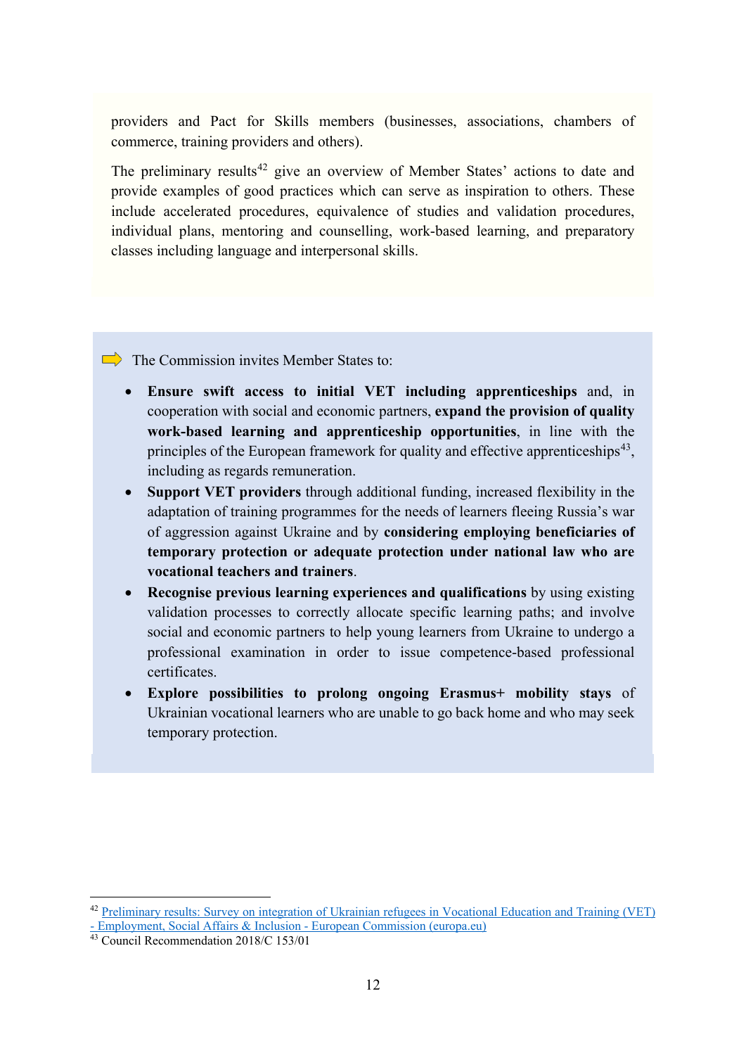providers and Pact for Skills members (businesses, associations, chambers of commerce, training providers and others).

The preliminary results[42] give an overview of Member States' actions to date and provide examples of good practices which can serve as inspiration to others. These include accelerated procedures, equivalence of studies and validation procedures, individual plans, mentoring and counselling, work-based learning, and preparatory classes including language and interpersonal skills.

➡ The Commission invites Member States to:

- **Ensure swift access to initial VET including apprenticeships** and, in cooperation with social and economic partners, **expand the provision of quality work-based learning and apprenticeship opportunities**, in line with the principles of the European framework for quality and effective apprenticeships[43], including as regards remuneration.
- **Support VET providers** through additional funding, increased flexibility in the adaptation of training programmes for the needs of learners fleeing Russia's war of aggression against Ukraine and by **considering employing beneficiaries of temporary protection or adequate protection under national law who are vocational teachers and trainers**.
- **Recognise previous learning experiences and qualifications** by using existing validation processes to correctly allocate specific learning paths; and involve social and economic partners to help young learners from Ukraine to undergo a professional examination in order to issue competence-based professional certificates.
- **Explore possibilities to prolong ongoing Erasmus+ mobility stays** of Ukrainian vocational learners who are unable to go back home and who may seek temporary protection.

---

[42] Preliminary results: Survey on integration of Ukrainian refugees in Vocational Education and Training (VET) - Employment, Social Affairs & Inclusion - European Commission (europa.eu)

[43] Council Recommendation 2018/C 153/01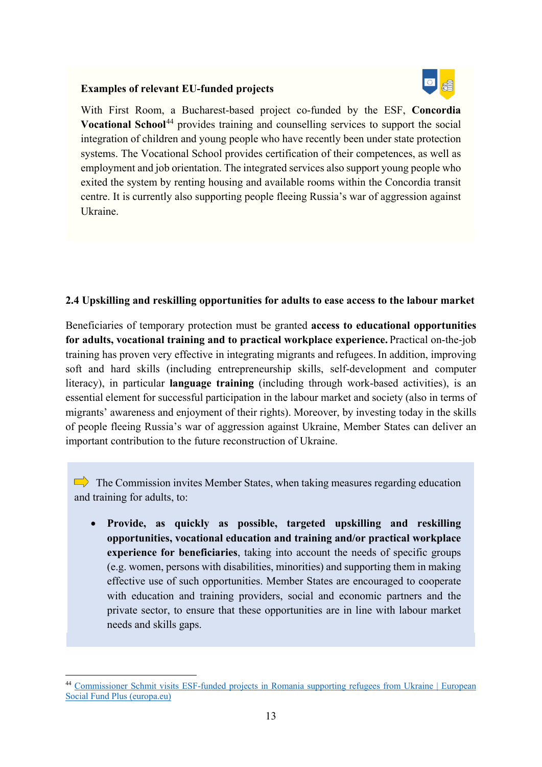**Examples of relevant EU-funded projects**

With First Room, a Bucharest-based project co-funded by the ESF, **Concordia Vocational School**[44] provides training and counselling services to support the social integration of children and young people who have recently been under state protection systems. The Vocational School provides certification of their competences, as well as employment and job orientation. The integrated services also support young people who exited the system by renting housing and available rooms within the Concordia transit centre. It is currently also supporting people fleeing Russia's war of aggression against Ukraine.

### 2.4 Upskilling and reskilling opportunities for adults to ease access to the labour market

Beneficiaries of temporary protection must be granted **access to educational opportunities for adults, vocational training and to practical workplace experience.** Practical on-the-job training has proven very effective in integrating migrants and refugees. In addition, improving soft and hard skills (including entrepreneurship skills, self-development and computer literacy), in particular **language training** (including through work-based activities), is an essential element for successful participation in the labour market and society (also in terms of migrants' awareness and enjoyment of their rights). Moreover, by investing today in the skills of people fleeing Russia's war of aggression against Ukraine, Member States can deliver an important contribution to the future reconstruction of Ukraine.

➡ The Commission invites Member States, when taking measures regarding education and training for adults, to:

- **Provide, as quickly as possible, targeted upskilling and reskilling opportunities, vocational education and training and/or practical workplace experience for beneficiaries**, taking into account the needs of specific groups (e.g. women, persons with disabilities, minorities) and supporting them in making effective use of such opportunities. Member States are encouraged to cooperate with education and training providers, social and economic partners and the private sector, to ensure that these opportunities are in line with labour market needs and skills gaps.

---

[44] Commissioner Schmit visits ESF-funded projects in Romania supporting refugees from Ukraine | European Social Fund Plus (europa.eu)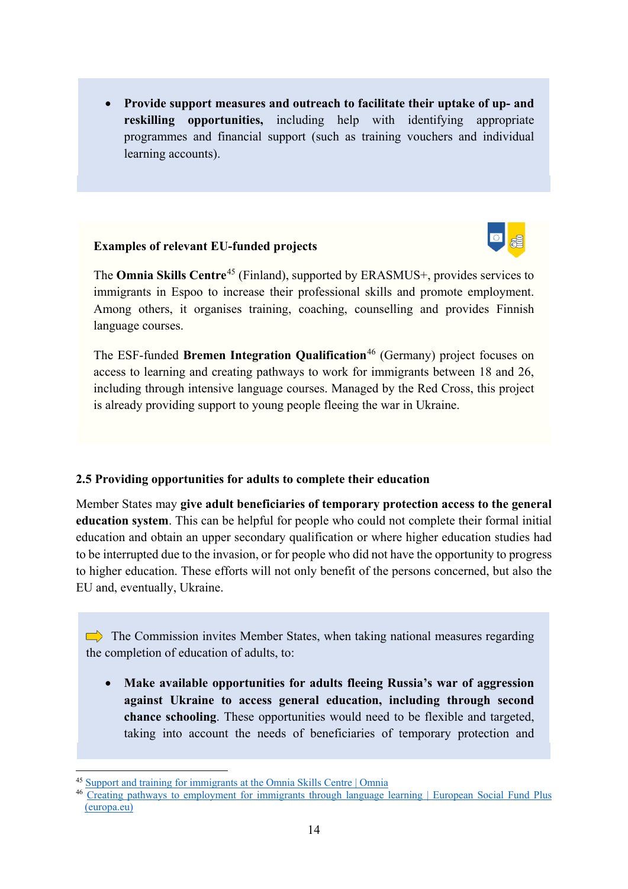- **Provide support measures and outreach to facilitate their uptake of up- and reskilling opportunities,** including help with identifying appropriate programmes and financial support (such as training vouchers and individual learning accounts).

**Examples of relevant EU-funded projects**

The **Omnia Skills Centre**[45] (Finland), supported by ERASMUS+, provides services to immigrants in Espoo to increase their professional skills and promote employment. Among others, it organises training, coaching, counselling and provides Finnish language courses.

The ESF-funded **Bremen Integration Qualification**[46] (Germany) project focuses on access to learning and creating pathways to work for immigrants between 18 and 26, including through intensive language courses. Managed by the Red Cross, this project is already providing support to young people fleeing the war in Ukraine.

### 2.5 Providing opportunities for adults to complete their education

Member States may **give adult beneficiaries of temporary protection access to the general education system**. This can be helpful for people who could not complete their formal initial education and obtain an upper secondary qualification or where higher education studies had to be interrupted due to the invasion, or for people who did not have the opportunity to progress to higher education. These efforts will not only benefit of the persons concerned, but also the EU and, eventually, Ukraine.

➡ The Commission invites Member States, when taking national measures regarding the completion of education of adults, to:

- **Make available opportunities for adults fleeing Russia's war of aggression against Ukraine to access general education, including through second chance schooling**. These opportunities would need to be flexible and targeted, taking into account the needs of beneficiaries of temporary protection and

[45] Support and training for immigrants at the Omnia Skills Centre | Omnia

[46] Creating pathways to employment for immigrants through language learning | European Social Fund Plus (europa.eu)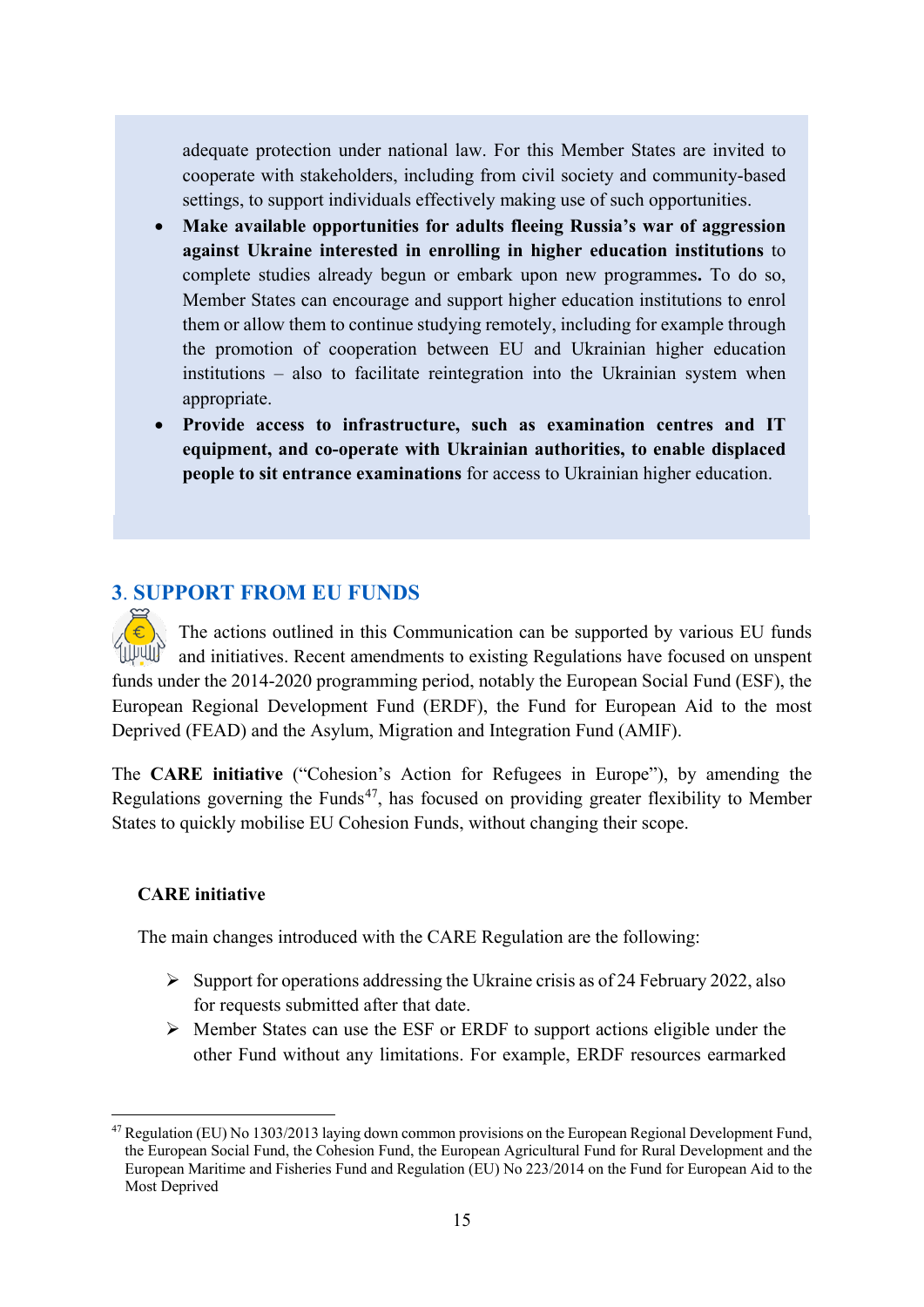adequate protection under national law. For this Member States are invited to cooperate with stakeholders, including from civil society and community-based settings, to support individuals effectively making use of such opportunities.

- **Make available opportunities for adults fleeing Russia's war of aggression against Ukraine interested in enrolling in higher education institutions** to complete studies already begun or embark upon new programmes**.** To do so, Member States can encourage and support higher education institutions to enrol them or allow them to continue studying remotely, including for example through the promotion of cooperation between EU and Ukrainian higher education institutions – also to facilitate reintegration into the Ukrainian system when appropriate.
- **Provide access to infrastructure, such as examination centres and IT equipment, and co-operate with Ukrainian authorities, to enable displaced people to sit entrance examinations** for access to Ukrainian higher education.

## 3. SUPPORT FROM EU FUNDS

The actions outlined in this Communication can be supported by various EU funds and initiatives. Recent amendments to existing Regulations have focused on unspent funds under the 2014-2020 programming period, notably the European Social Fund (ESF), the European Regional Development Fund (ERDF), the Fund for European Aid to the most Deprived (FEAD) and the Asylum, Migration and Integration Fund (AMIF).

The **CARE initiative** ("Cohesion's Action for Refugees in Europe"), by amending the Regulations governing the Funds[47], has focused on providing greater flexibility to Member States to quickly mobilise EU Cohesion Funds, without changing their scope.

**CARE initiative**

The main changes introduced with the CARE Regulation are the following:

- Support for operations addressing the Ukraine crisis as of 24 February 2022, also for requests submitted after that date.
- Member States can use the ESF or ERDF to support actions eligible under the other Fund without any limitations. For example, ERDF resources earmarked

[47] Regulation (EU) No 1303/2013 laying down common provisions on the European Regional Development Fund, the European Social Fund, the Cohesion Fund, the European Agricultural Fund for Rural Development and the European Maritime and Fisheries Fund and Regulation (EU) No 223/2014 on the Fund for European Aid to the Most Deprived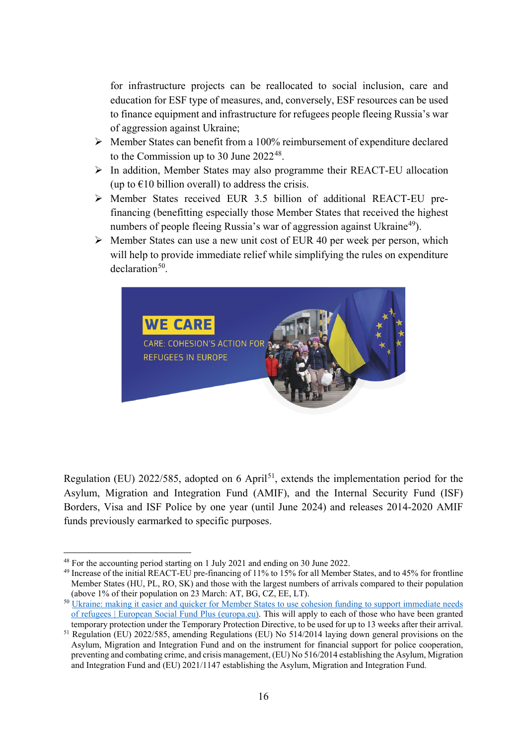for infrastructure projects can be reallocated to social inclusion, care and education for ESF type of measures, and, conversely, ESF resources can be used to finance equipment and infrastructure for refugees people fleeing Russia's war of aggression against Ukraine;

- Member States can benefit from a 100% reimbursement of expenditure declared to the Commission up to 30 June 2022[48].
- In addition, Member States may also programme their REACT-EU allocation (up to €10 billion overall) to address the crisis.
- Member States received EUR 3.5 billion of additional REACT-EU pre-financing (benefitting especially those Member States that received the highest numbers of people fleeing Russia's war of aggression against Ukraine[49]).
- Member States can use a new unit cost of EUR 40 per week per person, which will help to provide immediate relief while simplifying the rules on expenditure declaration[50].

WE CARE

CARE: COHESION'S ACTION FOR REFUGEES IN EUROPE

Regulation (EU) 2022/585, adopted on 6 April[51], extends the implementation period for the Asylum, Migration and Integration Fund (AMIF), and the Internal Security Fund (ISF) Borders, Visa and ISF Police by one year (until June 2024) and releases 2014-2020 AMIF funds previously earmarked to specific purposes.

---

[48] For the accounting period starting on 1 July 2021 and ending on 30 June 2022.

[49] Increase of the initial REACT-EU pre-financing of 11% to 15% for all Member States, and to 45% for frontline Member States (HU, PL, RO, SK) and those with the largest numbers of arrivals compared to their population (above 1% of their population on 23 March: AT, BG, CZ, EE, LT).

[50] [Ukraine: making it easier and quicker for Member States to use cohesion funding to support immediate needs of refugees | European Social Fund Plus (europa.eu)](). This will apply to each of those who have been granted temporary protection under the Temporary Protection Directive, to be used for up to 13 weeks after their arrival.

[51] Regulation (EU) 2022/585, amending Regulations (EU) No 514/2014 laying down general provisions on the Asylum, Migration and Integration Fund and on the instrument for financial support for police cooperation, preventing and combating crime, and crisis management, (EU) No 516/2014 establishing the Asylum, Migration and Integration Fund and (EU) 2021/1147 establishing the Asylum, Migration and Integration Fund.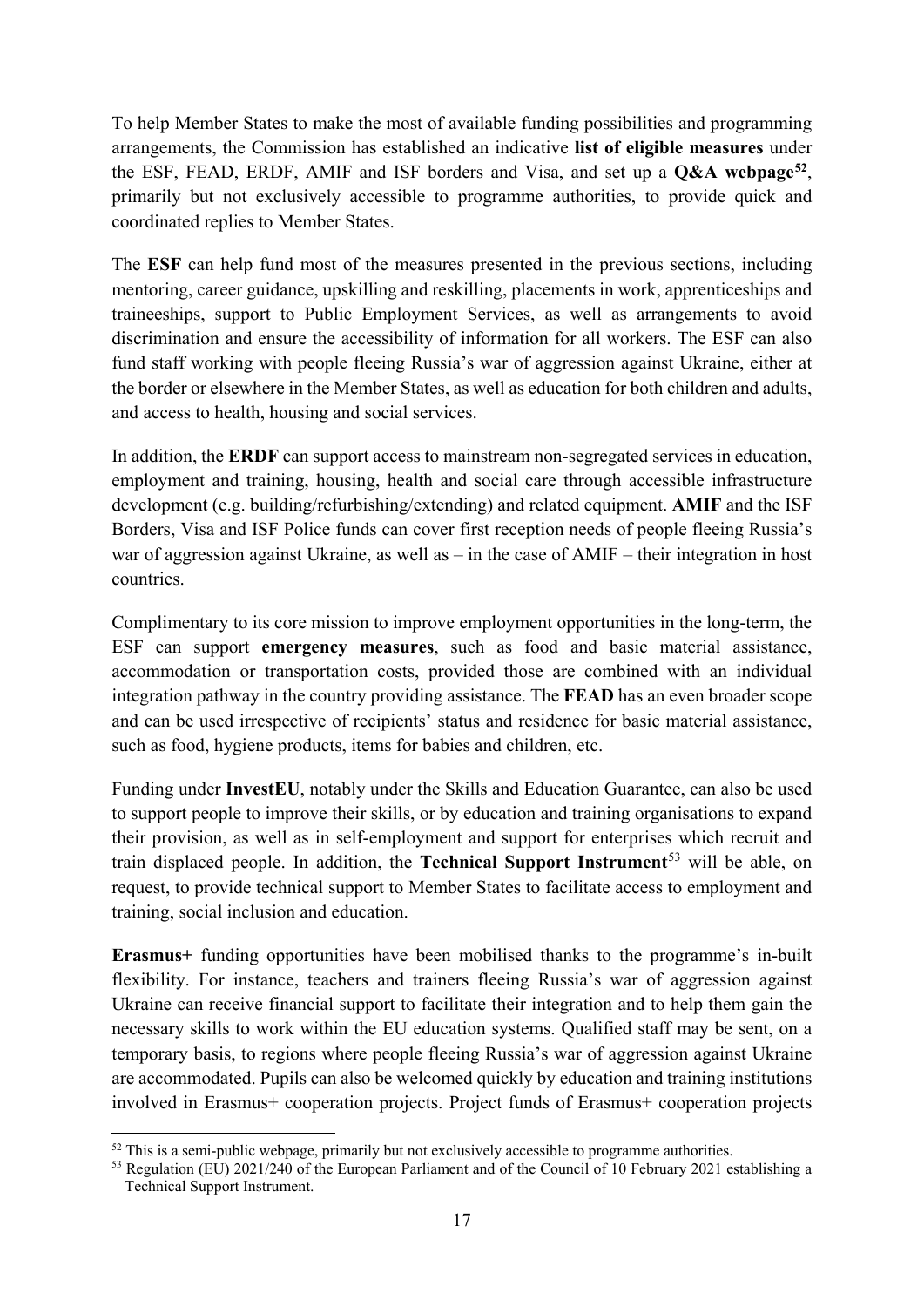To help Member States to make the most of available funding possibilities and programming arrangements, the Commission has established an indicative **list of eligible measures** under the ESF, FEAD, ERDF, AMIF and ISF borders and Visa, and set up a **Q&A webpage**[52], primarily but not exclusively accessible to programme authorities, to provide quick and coordinated replies to Member States.

The **ESF** can help fund most of the measures presented in the previous sections, including mentoring, career guidance, upskilling and reskilling, placements in work, apprenticeships and traineeships, support to Public Employment Services, as well as arrangements to avoid discrimination and ensure the accessibility of information for all workers. The ESF can also fund staff working with people fleeing Russia's war of aggression against Ukraine, either at the border or elsewhere in the Member States, as well as education for both children and adults, and access to health, housing and social services.

In addition, the **ERDF** can support access to mainstream non-segregated services in education, employment and training, housing, health and social care through accessible infrastructure development (e.g. building/refurbishing/extending) and related equipment. **AMIF** and the ISF Borders, Visa and ISF Police funds can cover first reception needs of people fleeing Russia's war of aggression against Ukraine, as well as – in the case of AMIF – their integration in host countries.

Complimentary to its core mission to improve employment opportunities in the long-term, the ESF can support **emergency measures**, such as food and basic material assistance, accommodation or transportation costs, provided those are combined with an individual integration pathway in the country providing assistance. The **FEAD** has an even broader scope and can be used irrespective of recipients' status and residence for basic material assistance, such as food, hygiene products, items for babies and children, etc.

Funding under **InvestEU**, notably under the Skills and Education Guarantee, can also be used to support people to improve their skills, or by education and training organisations to expand their provision, as well as in self-employment and support for enterprises which recruit and train displaced people. In addition, the **Technical Support Instrument**[53] will be able, on request, to provide technical support to Member States to facilitate access to employment and training, social inclusion and education.

**Erasmus+** funding opportunities have been mobilised thanks to the programme's in-built flexibility. For instance, teachers and trainers fleeing Russia's war of aggression against Ukraine can receive financial support to facilitate their integration and to help them gain the necessary skills to work within the EU education systems. Qualified staff may be sent, on a temporary basis, to regions where people fleeing Russia's war of aggression against Ukraine are accommodated. Pupils can also be welcomed quickly by education and training institutions involved in Erasmus+ cooperation projects. Project funds of Erasmus+ cooperation projects

---

[52] This is a semi-public webpage, primarily but not exclusively accessible to programme authorities.

[53] Regulation (EU) 2021/240 of the European Parliament and of the Council of 10 February 2021 establishing a Technical Support Instrument.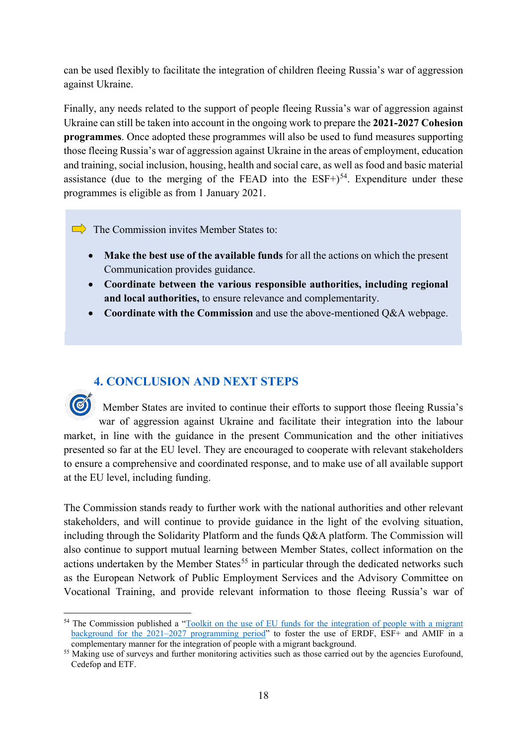can be used flexibly to facilitate the integration of children fleeing Russia's war of aggression against Ukraine.

Finally, any needs related to the support of people fleeing Russia's war of aggression against Ukraine can still be taken into account in the ongoing work to prepare the **2021-2027 Cohesion programmes**. Once adopted these programmes will also be used to fund measures supporting those fleeing Russia's war of aggression against Ukraine in the areas of employment, education and training, social inclusion, housing, health and social care, as well as food and basic material assistance (due to the merging of the FEAD into the ESF+)[54]. Expenditure under these programmes is eligible as from 1 January 2021.

➡ The Commission invites Member States to:

- **Make the best use of the available funds** for all the actions on which the present Communication provides guidance.
- **Coordinate between the various responsible authorities, including regional and local authorities,** to ensure relevance and complementarity.
- **Coordinate with the Commission** and use the above-mentioned Q&A webpage.

## 4. CONCLUSION AND NEXT STEPS

Member States are invited to continue their efforts to support those fleeing Russia's war of aggression against Ukraine and facilitate their integration into the labour market, in line with the guidance in the present Communication and the other initiatives presented so far at the EU level. They are encouraged to cooperate with relevant stakeholders to ensure a comprehensive and coordinated response, and to make use of all available support at the EU level, including funding.

The Commission stands ready to further work with the national authorities and other relevant stakeholders, and will continue to provide guidance in the light of the evolving situation, including through the Solidarity Platform and the funds Q&A platform. The Commission will also continue to support mutual learning between Member States, collect information on the actions undertaken by the Member States[55] in particular through the dedicated networks such as the European Network of Public Employment Services and the Advisory Committee on Vocational Training, and provide relevant information to those fleeing Russia's war of

---

[54] The Commission published a "Toolkit on the use of EU funds for the integration of people with a migrant background for the 2021–2027 programming period" to foster the use of ERDF, ESF+ and AMIF in a complementary manner for the integration of people with a migrant background.

[55] Making use of surveys and further monitoring activities such as those carried out by the agencies Eurofound, Cedefop and ETF.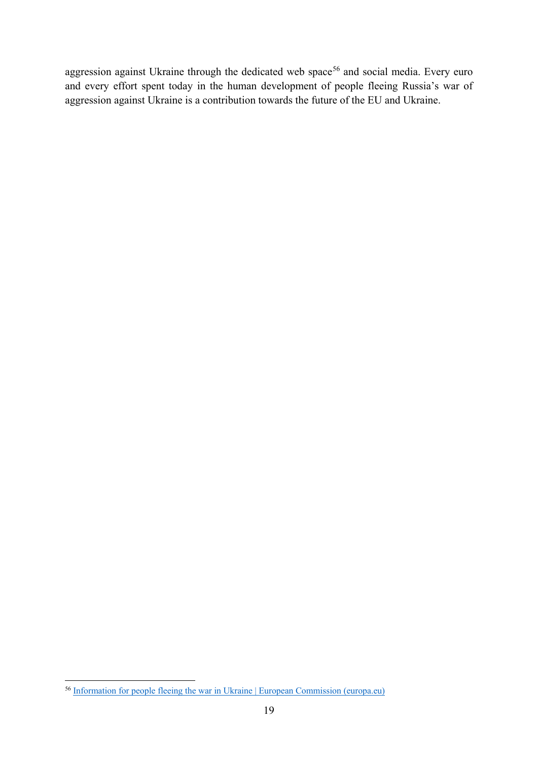aggression against Ukraine through the dedicated web space[56] and social media. Every euro and every effort spent today in the human development of people fleeing Russia's war of aggression against Ukraine is a contribution towards the future of the EU and Ukraine.

[56] Information for people fleeing the war in Ukraine | European Commission (europa.eu)